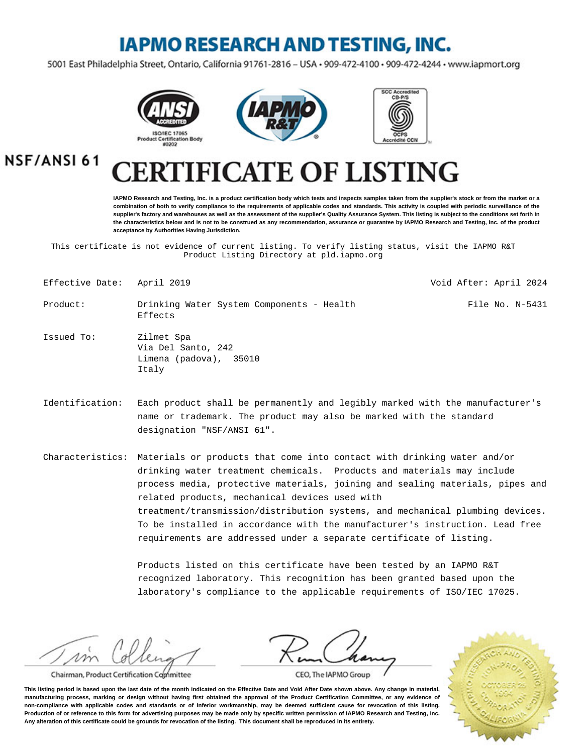# IAPMO RESEARCH AND TESTING, INC.

5001 East Philadelphia Street, Ontario, California 91761-2816 – USA • 909-472-4100 • 909-472-4244 • www.iapmort.org

ANSI ACCREDITED ISO/IEC 17065 Product Certification Body #0202

SCC Accredited CB-P/S OCPS Accrédité CCN

**NSF/ANSI 61**

# CERTIFICATE OF LISTING

**IAPMO Research and Testing, Inc. is a product certification body which tests and inspects samples taken from the supplier's stock or from the market or a combination of both to verify compliance to the requirements of applicable codes and standards. This activity is coupled with periodic surveillance of the supplier's factory and warehouses as well as the assessment of the supplier's Quality Assurance System. This listing is subject to the conditions set forth in the characteristics below and is not to be construed as any recommendation, assurance or guarantee by IAPMO Research and Testing, Inc. of the product acceptance by Authorities Having Jurisdiction.**

This certificate is not evidence of current listing. To verify listing status, visit the IAPMO R&T Product Listing Directory at pld.iapmo.org

**Effective Date:** April 2019

**Void After:** April 2024

**Product:** Drinking Water System Components - Health Effects

**File No.** N-5431

**Issued To:** Zilmet Spa
Via Del Santo, 242
Limena (padova), 35010
Italy

**Identification:** Each product shall be permanently and legibly marked with the manufacturer's name or trademark. The product may also be marked with the standard designation "NSF/ANSI 61".

**Characteristics:** Materials or products that come into contact with drinking water and/or drinking water treatment chemicals. Products and materials may include process media, protective materials, joining and sealing materials, pipes and related products, mechanical devices used with treatment/transmission/distribution systems, and mechanical plumbing devices. To be installed in accordance with the manufacturer's instruction. Lead free requirements are addressed under a separate certificate of listing.

Products listed on this certificate have been tested by an IAPMO R&T recognized laboratory. This recognition has been granted based upon the laboratory's compliance to the applicable requirements of ISO/IEC 17025.

Chairman, Product Certification Committee

CEO, The IAPMO Group

**This listing period is based upon the last date of the month indicated on the Effective Date and Void After Date shown above. Any change in material, manufacturing process, marking or design without having first obtained the approval of the Product Certification Committee, or any evidence of non-compliance with applicable codes and standards or of inferior workmanship, may be deemed sufficient cause for revocation of this listing. Production of or reference to this form for advertising purposes may be made only by specific written permission of IAPMO Research and Testing, Inc. Any alteration of this certificate could be grounds for revocation of the listing. This document shall be reproduced in its entirety.**

IAPMO Research and Testing, Inc. Non-Profit Corporation October 25, 1994 California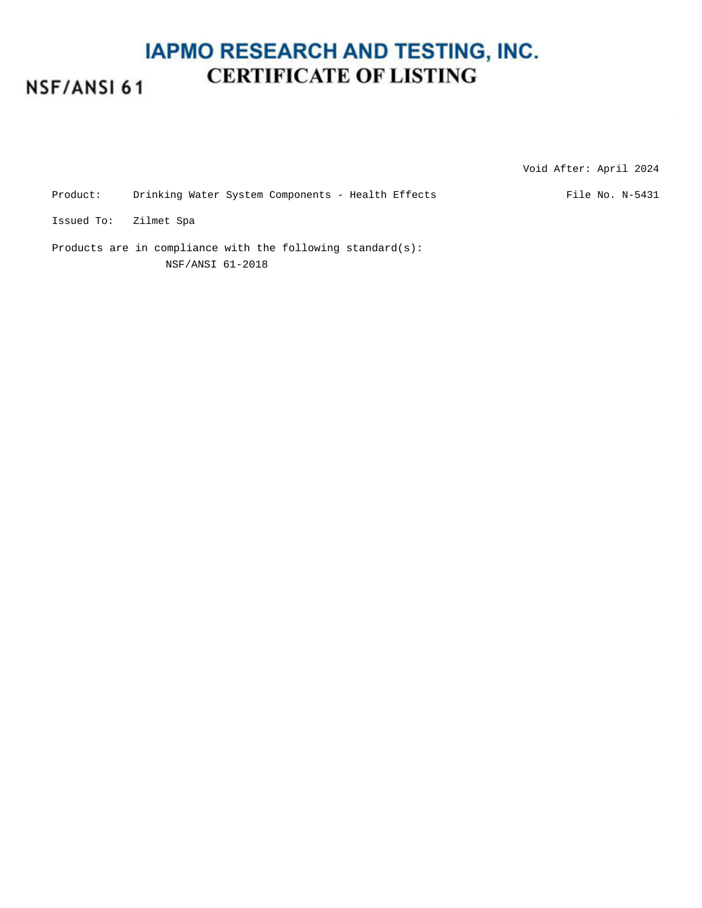# IAPMO RESEARCH AND TESTING, INC.

## CERTIFICATE OF LISTING

**NSF/ANSI 61**

Void After: April 2024

Product: Drinking Water System Components - Health Effects

File No. N-5431

Issued To: Zilmet Spa

Products are in compliance with the following standard(s):

NSF/ANSI 61-2018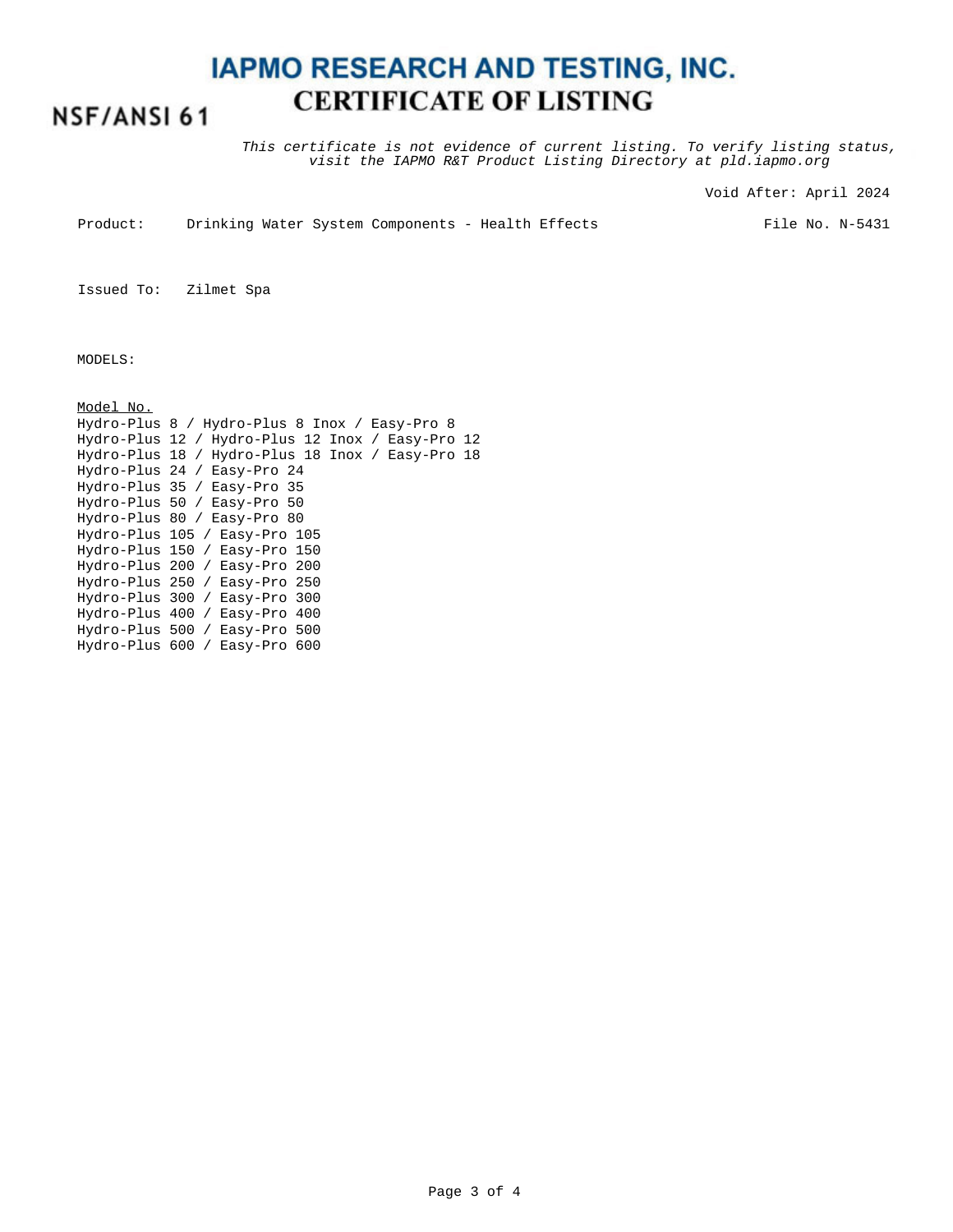# IAPMO RESEARCH AND TESTING, INC.

## CERTIFICATE OF LISTING

NSF/ANSI 61

*This certificate is not evidence of current listing. To verify listing status, visit the IAPMO R&T Product Listing Directory at pld.iapmo.org*

Void After: April 2024

Product: Drinking Water System Components - Health Effects

File No. N-5431

Issued To: Zilmet Spa

MODELS:

<u>Model No.</u>

Hydro-Plus 8 / Hydro-Plus 8 Inox / Easy-Pro 8
Hydro-Plus 12 / Hydro-Plus 12 Inox / Easy-Pro 12
Hydro-Plus 18 / Hydro-Plus 18 Inox / Easy-Pro 18
Hydro-Plus 24 / Easy-Pro 24
Hydro-Plus 35 / Easy-Pro 35
Hydro-Plus 50 / Easy-Pro 50
Hydro-Plus 80 / Easy-Pro 80
Hydro-Plus 105 / Easy-Pro 105
Hydro-Plus 150 / Easy-Pro 150
Hydro-Plus 200 / Easy-Pro 200
Hydro-Plus 250 / Easy-Pro 250
Hydro-Plus 300 / Easy-Pro 300
Hydro-Plus 400 / Easy-Pro 400
Hydro-Plus 500 / Easy-Pro 500
Hydro-Plus 600 / Easy-Pro 600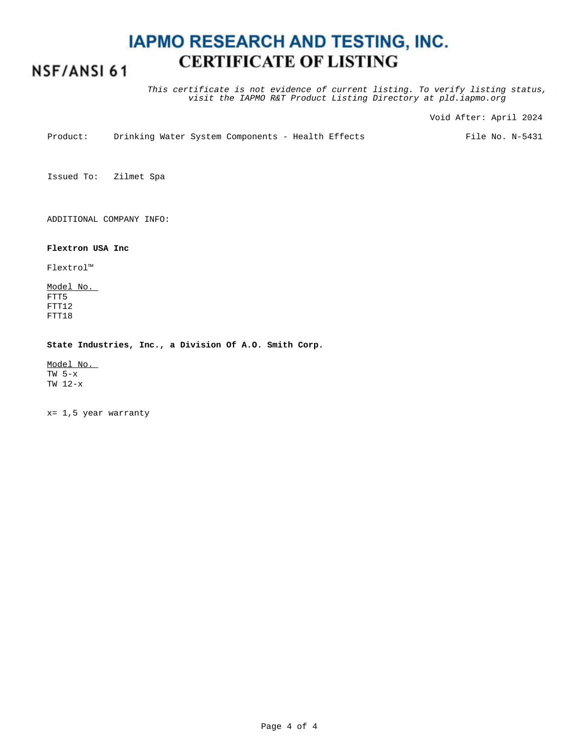# IAPMO RESEARCH AND TESTING, INC.

## CERTIFICATE OF LISTING

NSF/ANSI 61

*This certificate is not evidence of current listing. To verify listing status, visit the IAPMO R&T Product Listing Directory at pld.iapmo.org*

Void After: April 2024

Product: Drinking Water System Components - Health Effects

File No. N-5431

Issued To: Zilmet Spa

ADDITIONAL COMPANY INFO:

**Flextron USA Inc**

Flextrol™

Model No.

FTT5
FTT12
FTT18

**State Industries, Inc., a Division Of A.O. Smith Corp.**

Model No.

TW 5-x
TW 12-x

x= 1,5 year warranty